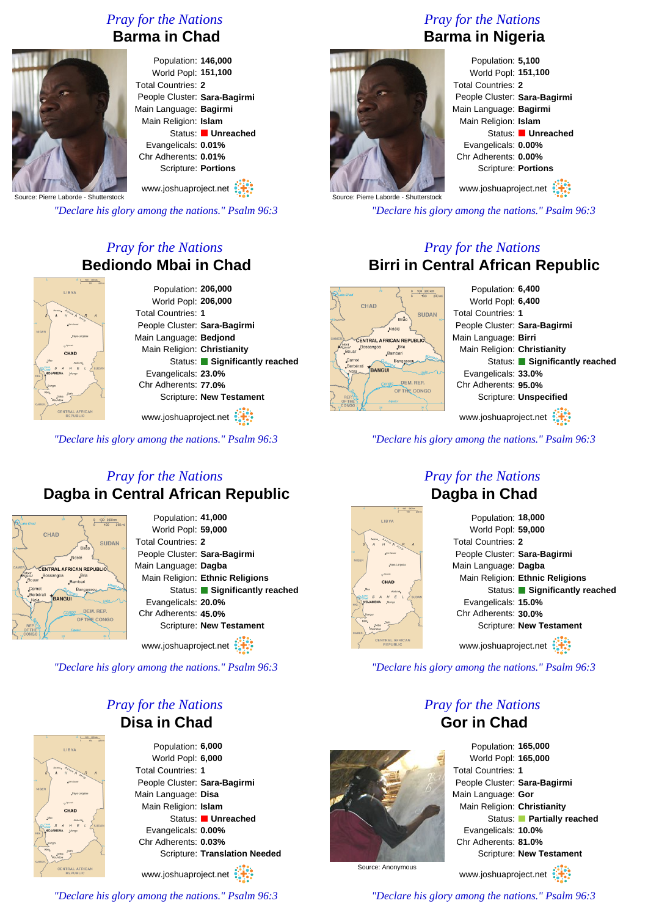## Pray for the Nations

### Barma in Chad

Source: Pierre Laborde - Shutterstock

Population: **146,000**
World Popl: **151,100**
Total Countries: **2**
People Cluster: **Sara-Bagirmi**
Main Language: **Bagirmi**
Main Religion: **Islam**
Status: **Unreached**
Evangelicals: **0.01%**
Chr Adherents: **0.01%**
Scripture: **Portions**

www.joshuaproject.net

*"Declare his glory among the nations." Psalm 96:3*

## Pray for the Nations

### Barma in Nigeria

Source: Pierre Laborde - Shutterstock

Population: **5,100**
World Popl: **151,100**
Total Countries: **2**
People Cluster: **Sara-Bagirmi**
Main Language: **Bagirmi**
Main Religion: **Islam**
Status: **Unreached**
Evangelicals: **0.00%**
Chr Adherents: **0.00%**
Scripture: **Portions**

www.joshuaproject.net

*"Declare his glory among the nations." Psalm 96:3*

## Pray for the Nations

### Bediondo Mbai in Chad

Population: **206,000**
World Popl: **206,000**
Total Countries: **1**
People Cluster: **Sara-Bagirmi**
Main Language: **Bedjond**
Main Religion: **Christianity**
Status: **Significantly reached**
Evangelicals: **23.0%**
Chr Adherents: **77.0%**
Scripture: **New Testament**

www.joshuaproject.net

*"Declare his glory among the nations." Psalm 96:3*

## Pray for the Nations

### Birri in Central African Republic

Population: **6,400**
World Popl: **6,400**
Total Countries: **1**
People Cluster: **Sara-Bagirmi**
Main Language: **Birri**
Main Religion: **Christianity**
Status: **Significantly reached**
Evangelicals: **33.0%**
Chr Adherents: **95.0%**
Scripture: **Unspecified**

www.joshuaproject.net

*"Declare his glory among the nations." Psalm 96:3*

## Pray for the Nations

### Dagba in Central African Republic

Population: **41,000**
World Popl: **59,000**
Total Countries: **2**
People Cluster: **Sara-Bagirmi**
Main Language: **Dagba**
Main Religion: **Ethnic Religions**
Status: **Significantly reached**
Evangelicals: **20.0%**
Chr Adherents: **45.0%**
Scripture: **New Testament**

www.joshuaproject.net

*"Declare his glory among the nations." Psalm 96:3*

## Pray for the Nations

### Dagba in Chad

Population: **18,000**
World Popl: **59,000**
Total Countries: **2**
People Cluster: **Sara-Bagirmi**
Main Language: **Dagba**
Main Religion: **Ethnic Religions**
Status: **Significantly reached**
Evangelicals: **15.0%**
Chr Adherents: **30.0%**
Scripture: **New Testament**

www.joshuaproject.net

*"Declare his glory among the nations." Psalm 96:3*

## Pray for the Nations

### Disa in Chad

Population: **6,000**
World Popl: **6,000**
Total Countries: **1**
People Cluster: **Sara-Bagirmi**
Main Language: **Disa**
Main Religion: **Islam**
Status: **Unreached**
Evangelicals: **0.00%**
Chr Adherents: **0.03%**
Scripture: **Translation Needed**

www.joshuaproject.net

*"Declare his glory among the nations." Psalm 96:3*

## Pray for the Nations

### Gor in Chad

Source: Anonymous

Population: **165,000**
World Popl: **165,000**
Total Countries: **1**
People Cluster: **Sara-Bagirmi**
Main Language: **Gor**
Main Religion: **Christianity**
Status: **Partially reached**
Evangelicals: **10.0%**
Chr Adherents: **81.0%**
Scripture: **New Testament**

www.joshuaproject.net

*"Declare his glory among the nations." Psalm 96:3*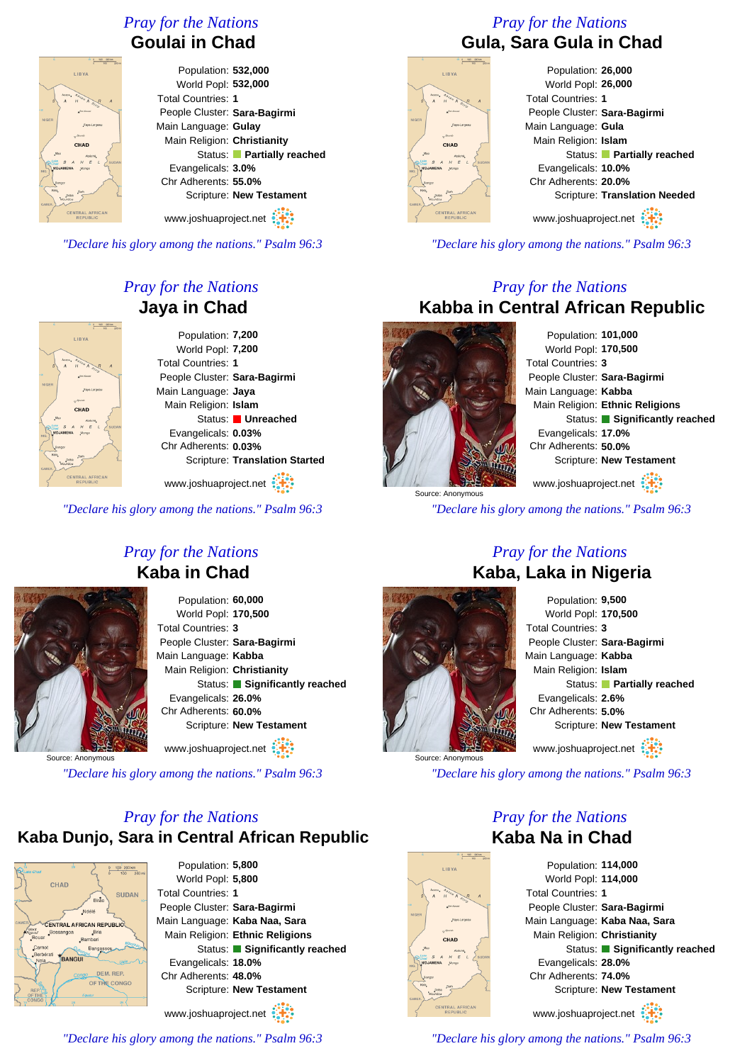*Pray for the Nations*

## Goulai in Chad

Population: **532,000**
World Popl: **532,000**
Total Countries: **1**
People Cluster: **Sara-Bagirmi**
Main Language: **Gulay**
Main Religion: **Christianity**
Status: **Partially reached**
Evangelicals: **3.0%**
Chr Adherents: **55.0%**
Scripture: **New Testament**

www.joshuaproject.net

*"Declare his glory among the nations." Psalm 96:3*

*Pray for the Nations*

## Gula, Sara Gula in Chad

Population: **26,000**
World Popl: **26,000**
Total Countries: **1**
People Cluster: **Sara-Bagirmi**
Main Language: **Gula**
Main Religion: **Islam**
Status: **Partially reached**
Evangelicals: **10.0%**
Chr Adherents: **20.0%**
Scripture: **Translation Needed**

www.joshuaproject.net

*"Declare his glory among the nations." Psalm 96:3*

*Pray for the Nations*

## Jaya in Chad

Population: **7,200**
World Popl: **7,200**
Total Countries: **1**
People Cluster: **Sara-Bagirmi**
Main Language: **Jaya**
Main Religion: **Islam**
Status: **Unreached**
Evangelicals: **0.03%**
Chr Adherents: **0.03%**
Scripture: **Translation Started**

www.joshuaproject.net

*"Declare his glory among the nations." Psalm 96:3*

*Pray for the Nations*

## Kabba in Central African Republic

Source: Anonymous

Population: **101,000**
World Popl: **170,500**
Total Countries: **3**
People Cluster: **Sara-Bagirmi**
Main Language: **Kabba**
Main Religion: **Ethnic Religions**
Status: **Significantly reached**
Evangelicals: **17.0%**
Chr Adherents: **50.0%**
Scripture: **New Testament**

www.joshuaproject.net

*"Declare his glory among the nations." Psalm 96:3*

*Pray for the Nations*

## Kaba in Chad

Source: Anonymous

Population: **60,000**
World Popl: **170,500**
Total Countries: **3**
People Cluster: **Sara-Bagirmi**
Main Language: **Kabba**
Main Religion: **Christianity**
Status: **Significantly reached**
Evangelicals: **26.0%**
Chr Adherents: **60.0%**
Scripture: **New Testament**

www.joshuaproject.net

*"Declare his glory among the nations." Psalm 96:3*

*Pray for the Nations*

## Kaba, Laka in Nigeria

Source: Anonymous

Population: **9,500**
World Popl: **170,500**
Total Countries: **3**
People Cluster: **Sara-Bagirmi**
Main Language: **Kabba**
Main Religion: **Islam**
Status: **Partially reached**
Evangelicals: **2.6%**
Chr Adherents: **5.0%**
Scripture: **New Testament**

www.joshuaproject.net

*"Declare his glory among the nations." Psalm 96:3*

*Pray for the Nations*

## Kaba Dunjo, Sara in Central African Republic

Population: **5,800**
World Popl: **5,800**
Total Countries: **1**
People Cluster: **Sara-Bagirmi**
Main Language: **Kaba Naa, Sara**
Main Religion: **Ethnic Religions**
Status: **Significantly reached**
Evangelicals: **18.0%**
Chr Adherents: **48.0%**
Scripture: **New Testament**

www.joshuaproject.net

*"Declare his glory among the nations." Psalm 96:3*

*Pray for the Nations*

## Kaba Na in Chad

Population: **114,000**
World Popl: **114,000**
Total Countries: **1**
People Cluster: **Sara-Bagirmi**
Main Language: **Kaba Naa, Sara**
Main Religion: **Christianity**
Status: **Significantly reached**
Evangelicals: **28.0%**
Chr Adherents: **74.0%**
Scripture: **New Testament**

www.joshuaproject.net

*"Declare his glory among the nations." Psalm 96:3*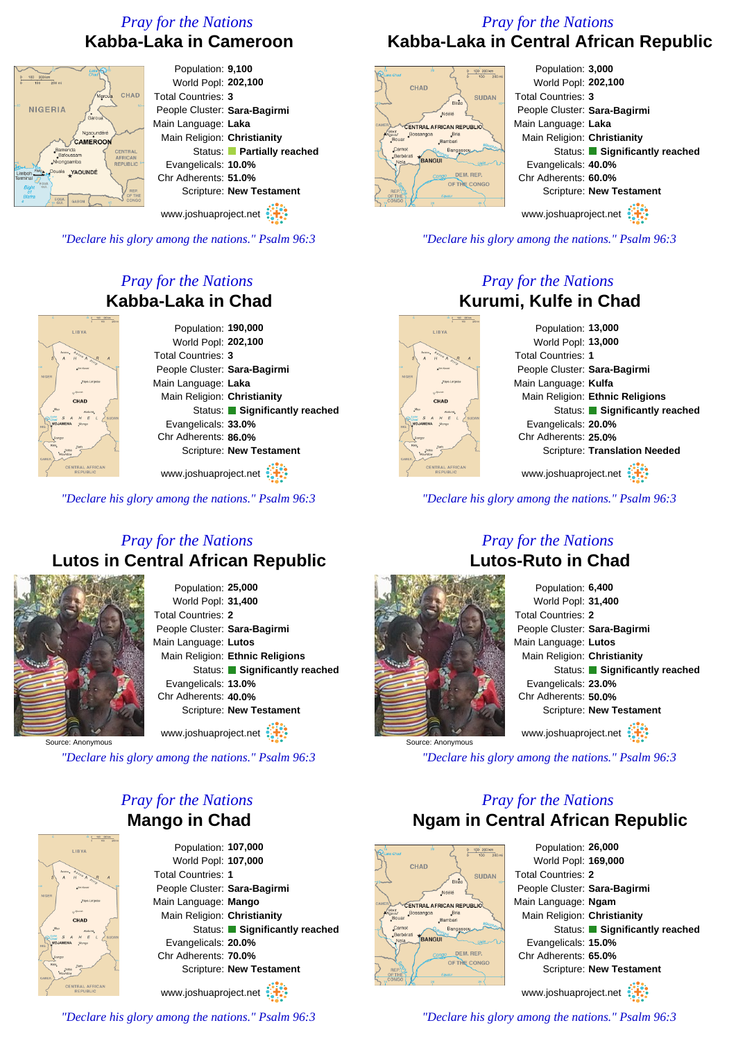*Pray for the Nations*

## Kabba-Laka in Cameroon

Population: **9,100**
World Popl: **202,100**
Total Countries: **3**
People Cluster: **Sara-Bagirmi**
Main Language: **Laka**
Main Religion: **Christianity**
Status: **Partially reached**
Evangelicals: **10.0%**
Chr Adherents: **51.0%**
Scripture: **New Testament**

www.joshuaproject.net

*"Declare his glory among the nations." Psalm 96:3*

*Pray for the Nations*

## Kabba-Laka in Central African Republic

Population: **3,000**
World Popl: **202,100**
Total Countries: **3**
People Cluster: **Sara-Bagirmi**
Main Language: **Laka**
Main Religion: **Christianity**
Status: **Significantly reached**
Evangelicals: **40.0%**
Chr Adherents: **60.0%**
Scripture: **New Testament**

www.joshuaproject.net

*"Declare his glory among the nations." Psalm 96:3*

*Pray for the Nations*

## Kabba-Laka in Chad

Population: **190,000**
World Popl: **202,100**
Total Countries: **3**
People Cluster: **Sara-Bagirmi**
Main Language: **Laka**
Main Religion: **Christianity**
Status: **Significantly reached**
Evangelicals: **33.0%**
Chr Adherents: **86.0%**
Scripture: **New Testament**

www.joshuaproject.net

*"Declare his glory among the nations." Psalm 96:3*

*Pray for the Nations*

## Kurumi, Kulfe in Chad

Population: **13,000**
World Popl: **13,000**
Total Countries: **1**
People Cluster: **Sara-Bagirmi**
Main Language: **Kulfa**
Main Religion: **Ethnic Religions**
Status: **Significantly reached**
Evangelicals: **20.0%**
Chr Adherents: **25.0%**
Scripture: **Translation Needed**

www.joshuaproject.net

*"Declare his glory among the nations." Psalm 96:3*

*Pray for the Nations*

## Lutos in Central African Republic

Source: Anonymous

Population: **25,000**
World Popl: **31,400**
Total Countries: **2**
People Cluster: **Sara-Bagirmi**
Main Language: **Lutos**
Main Religion: **Ethnic Religions**
Status: **Significantly reached**
Evangelicals: **13.0%**
Chr Adherents: **40.0%**
Scripture: **New Testament**

www.joshuaproject.net

*"Declare his glory among the nations." Psalm 96:3*

*Pray for the Nations*

## Lutos-Ruto in Chad

Source: Anonymous

Population: **6,400**
World Popl: **31,400**
Total Countries: **2**
People Cluster: **Sara-Bagirmi**
Main Language: **Lutos**
Main Religion: **Christianity**
Status: **Significantly reached**
Evangelicals: **23.0%**
Chr Adherents: **50.0%**
Scripture: **New Testament**

www.joshuaproject.net

*"Declare his glory among the nations." Psalm 96:3*

*Pray for the Nations*

## Mango in Chad

Population: **107,000**
World Popl: **107,000**
Total Countries: **1**
People Cluster: **Sara-Bagirmi**
Main Language: **Mango**
Main Religion: **Christianity**
Status: **Significantly reached**
Evangelicals: **20.0%**
Chr Adherents: **70.0%**
Scripture: **New Testament**

www.joshuaproject.net

*"Declare his glory among the nations." Psalm 96:3*

*Pray for the Nations*

## Ngam in Central African Republic

Population: **26,000**
World Popl: **169,000**
Total Countries: **2**
People Cluster: **Sara-Bagirmi**
Main Language: **Ngam**
Main Religion: **Christianity**
Status: **Significantly reached**
Evangelicals: **15.0%**
Chr Adherents: **65.0%**
Scripture: **New Testament**

www.joshuaproject.net

*"Declare his glory among the nations." Psalm 96:3*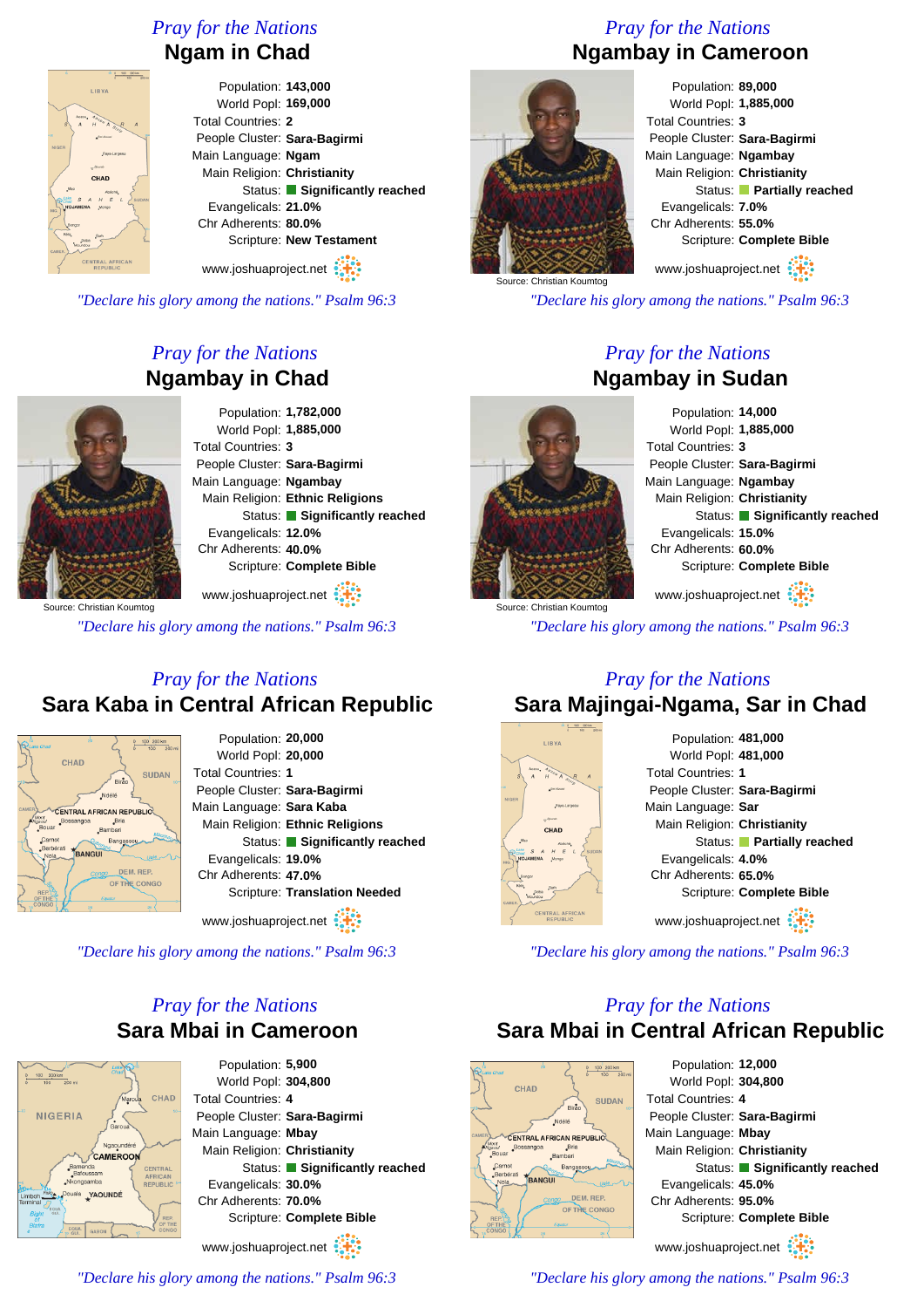## Pray for the Nations
# Ngam in Chad

Population: **143,000**
World Popl: **169,000**
Total Countries: **2**
People Cluster: **Sara-Bagirmi**
Main Language: **Ngam**
Main Religion: **Christianity**
Status: **Significantly reached**
Evangelicals: **21.0%**
Chr Adherents: **80.0%**
Scripture: **New Testament**

www.joshuaproject.net

*"Declare his glory among the nations." Psalm 96:3*

## Pray for the Nations
# Ngambay in Cameroon

Population: **89,000**
World Popl: **1,885,000**
Total Countries: **3**
People Cluster: **Sara-Bagirmi**
Main Language: **Ngambay**
Main Religion: **Christianity**
Status: **Partially reached**
Evangelicals: **7.0%**
Chr Adherents: **55.0%**
Scripture: **Complete Bible**

Source: Christian Koumtog

www.joshuaproject.net

*"Declare his glory among the nations." Psalm 96:3*

## Pray for the Nations
# Ngambay in Chad

Population: **1,782,000**
World Popl: **1,885,000**
Total Countries: **3**
People Cluster: **Sara-Bagirmi**
Main Language: **Ngambay**
Main Religion: **Ethnic Religions**
Status: **Significantly reached**
Evangelicals: **12.0%**
Chr Adherents: **40.0%**
Scripture: **Complete Bible**

Source: Christian Koumtog

www.joshuaproject.net

*"Declare his glory among the nations." Psalm 96:3*

## Pray for the Nations
# Ngambay in Sudan

Population: **14,000**
World Popl: **1,885,000**
Total Countries: **3**
People Cluster: **Sara-Bagirmi**
Main Language: **Ngambay**
Main Religion: **Christianity**
Status: **Significantly reached**
Evangelicals: **15.0%**
Chr Adherents: **60.0%**
Scripture: **Complete Bible**

Source: Christian Koumtog

www.joshuaproject.net

*"Declare his glory among the nations." Psalm 96:3*

## Pray for the Nations
# Sara Kaba in Central African Republic

Population: **20,000**
World Popl: **20,000**
Total Countries: **1**
People Cluster: **Sara-Bagirmi**
Main Language: **Sara Kaba**
Main Religion: **Ethnic Religions**
Status: **Significantly reached**
Evangelicals: **19.0%**
Chr Adherents: **47.0%**
Scripture: **Translation Needed**

www.joshuaproject.net

*"Declare his glory among the nations." Psalm 96:3*

## Pray for the Nations
# Sara Majingai-Ngama, Sar in Chad

Population: **481,000**
World Popl: **481,000**
Total Countries: **1**
People Cluster: **Sara-Bagirmi**
Main Language: **Sar**
Main Religion: **Christianity**
Status: **Partially reached**
Evangelicals: **4.0%**
Chr Adherents: **65.0%**
Scripture: **Complete Bible**

www.joshuaproject.net

*"Declare his glory among the nations." Psalm 96:3*

## Pray for the Nations
# Sara Mbai in Cameroon

Population: **5,900**
World Popl: **304,800**
Total Countries: **4**
People Cluster: **Sara-Bagirmi**
Main Language: **Mbay**
Main Religion: **Christianity**
Status: **Significantly reached**
Evangelicals: **30.0%**
Chr Adherents: **70.0%**
Scripture: **Complete Bible**

www.joshuaproject.net

*"Declare his glory among the nations." Psalm 96:3*

## Pray for the Nations
# Sara Mbai in Central African Republic

Population: **12,000**
World Popl: **304,800**
Total Countries: **4**
People Cluster: **Sara-Bagirmi**
Main Language: **Mbay**
Main Religion: **Christianity**
Status: **Significantly reached**
Evangelicals: **45.0%**
Chr Adherents: **95.0%**
Scripture: **Complete Bible**

www.joshuaproject.net

*"Declare his glory among the nations." Psalm 96:3*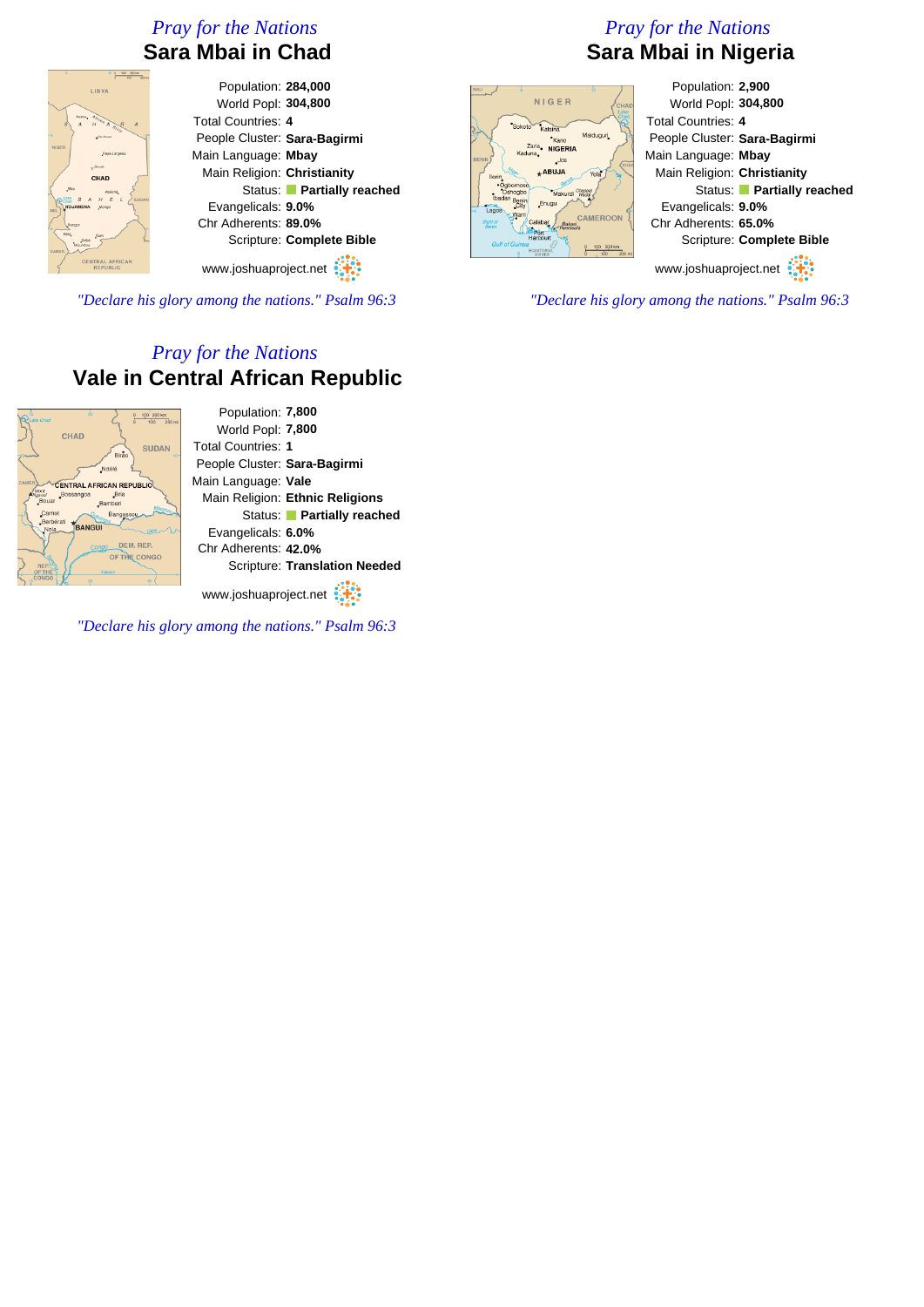*Pray for the Nations*

## Sara Mbai in Chad

Population: **284,000**
World Popl: **304,800**
Total Countries: **4**
People Cluster: **Sara-Bagirmi**
Main Language: **Mbay**
Main Religion: **Christianity**
Status: **Partially reached**
Evangelicals: **9.0%**
Chr Adherents: **89.0%**
Scripture: **Complete Bible**

www.joshuaproject.net

*"Declare his glory among the nations." Psalm 96:3*

*Pray for the Nations*

## Sara Mbai in Nigeria

Population: **2,900**
World Popl: **304,800**
Total Countries: **4**
People Cluster: **Sara-Bagirmi**
Main Language: **Mbay**
Main Religion: **Christianity**
Status: **Partially reached**
Evangelicals: **9.0%**
Chr Adherents: **65.0%**
Scripture: **Complete Bible**

www.joshuaproject.net

*"Declare his glory among the nations." Psalm 96:3*

*Pray for the Nations*

## Vale in Central African Republic

Population: **7,800**
World Popl: **7,800**
Total Countries: **1**
People Cluster: **Sara-Bagirmi**
Main Language: **Vale**
Main Religion: **Ethnic Religions**
Status: **Partially reached**
Evangelicals: **6.0%**
Chr Adherents: **42.0%**
Scripture: **Translation Needed**

www.joshuaproject.net

*"Declare his glory among the nations." Psalm 96:3*